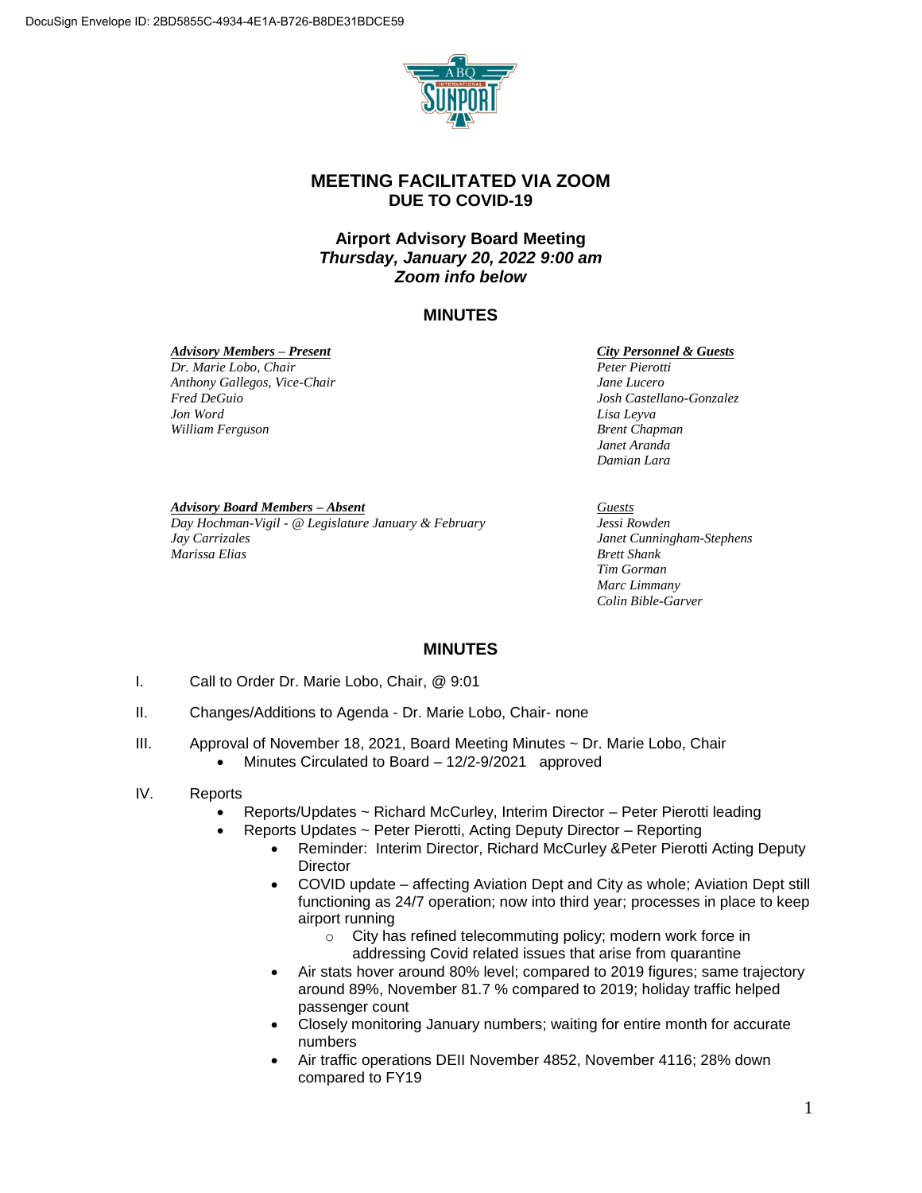DocuSign Envelope ID: 2BD5855C-4934-4E1A-B726-B8DE31BDCE59

## MEETING FACILITATED VIA ZOOM
## DUE TO COVID-19

### Airport Advisory Board Meeting
### *Thursday, January 20, 2022 9:00 am*
### *Zoom info below*

## MINUTES

***Advisory Members – Present***
*Dr. Marie Lobo, Chair*
*Anthony Gallegos, Vice-Chair*
*Fred DeGuio*
*Jon Word*
*William Ferguson*

***City Personnel & Guests***
*Peter Pierotti*
*Jane Lucero*
*Josh Castellano-Gonzalez*
*Lisa Leyva*
*Brent Chapman*
*Janet Aranda*
*Damian Lara*

***Advisory Board Members – Absent***
*Day Hochman-Vigil - @ Legislature January & February*
*Jay Carrizales*
*Marissa Elias*

*Guests*
*Jessi Rowden*
*Janet Cunningham-Stephens*
*Brett Shank*
*Tim Gorman*
*Marc Limmany*
*Colin Bible-Garver*

## MINUTES

I. Call to Order Dr. Marie Lobo, Chair, @ 9:01

II. Changes/Additions to Agenda - Dr. Marie Lobo, Chair- none

III. Approval of November 18, 2021, Board Meeting Minutes ~ Dr. Marie Lobo, Chair
- Minutes Circulated to Board – 12/2-9/2021 approved

IV. Reports
- Reports/Updates ~ Richard McCurley, Interim Director – Peter Pierotti leading
- Reports Updates ~ Peter Pierotti, Acting Deputy Director – Reporting
  - Reminder: Interim Director, Richard McCurley &Peter Pierotti Acting Deputy Director
  - COVID update – affecting Aviation Dept and City as whole; Aviation Dept still functioning as 24/7 operation; now into third year; processes in place to keep airport running
    - City has refined telecommuting policy; modern work force in addressing Covid related issues that arise from quarantine
  - Air stats hover around 80% level; compared to 2019 figures; same trajectory around 89%, November 81.7 % compared to 2019; holiday traffic helped passenger count
  - Closely monitoring January numbers; waiting for entire month for accurate numbers
  - Air traffic operations DEII November 4852, November 4116; 28% down compared to FY19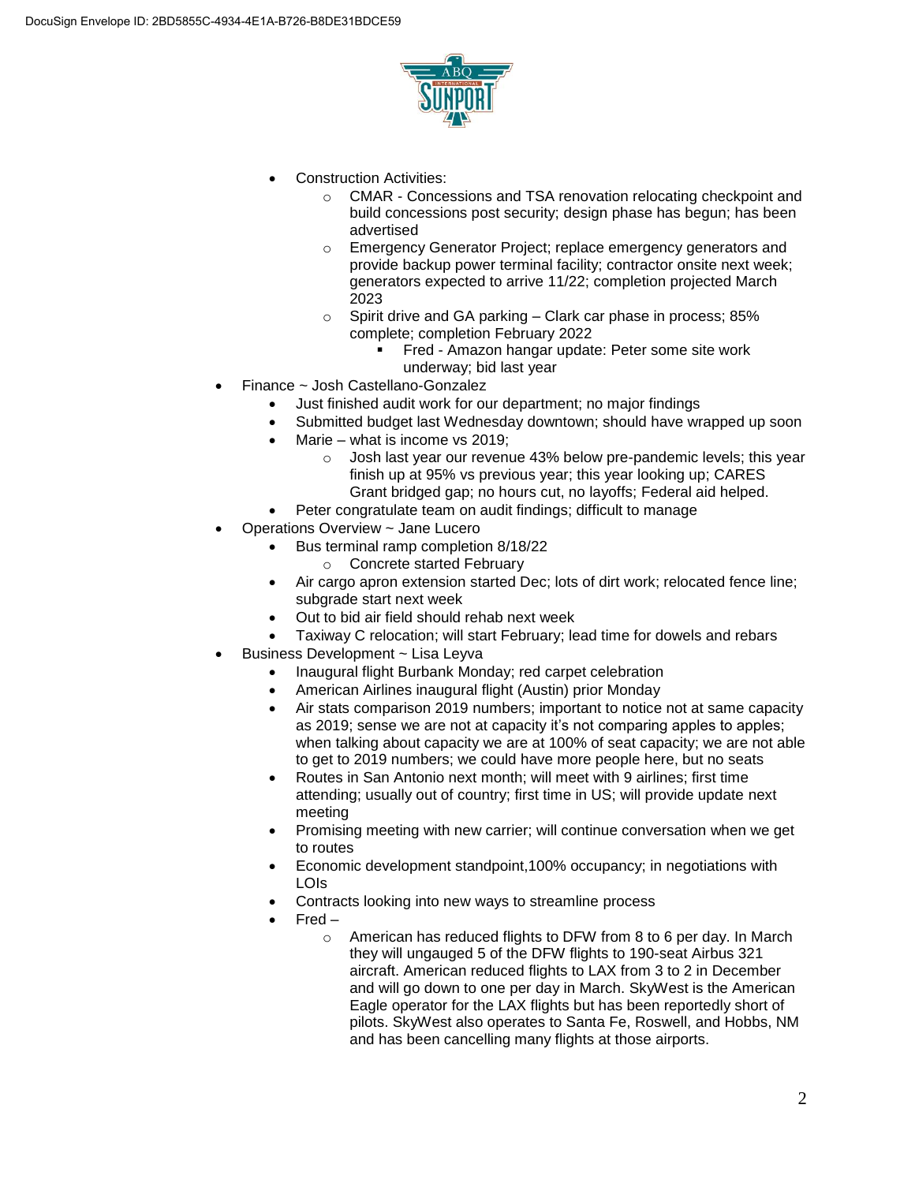- Construction Activities:
  - CMAR - Concessions and TSA renovation relocating checkpoint and build concessions post security; design phase has begun; has been advertised
  - Emergency Generator Project; replace emergency generators and provide backup power terminal facility; contractor onsite next week; generators expected to arrive 11/22; completion projected March 2023
  - Spirit drive and GA parking – Clark car phase in process; 85% complete; completion February 2022
    - Fred - Amazon hangar update: Peter some site work underway; bid last year

- Finance ~ Josh Castellano-Gonzalez
  - Just finished audit work for our department; no major findings
  - Submitted budget last Wednesday downtown; should have wrapped up soon
  - Marie – what is income vs 2019;
    - Josh last year our revenue 43% below pre-pandemic levels; this year finish up at 95% vs previous year; this year looking up; CARES Grant bridged gap; no hours cut, no layoffs; Federal aid helped.
  - Peter congratulate team on audit findings; difficult to manage
- Operations Overview ~ Jane Lucero
  - Bus terminal ramp completion 8/18/22
    - Concrete started February
  - Air cargo apron extension started Dec; lots of dirt work; relocated fence line; subgrade start next week
  - Out to bid air field should rehab next week
  - Taxiway C relocation; will start February; lead time for dowels and rebars
- Business Development ~ Lisa Leyva
  - Inaugural flight Burbank Monday; red carpet celebration
  - American Airlines inaugural flight (Austin) prior Monday
  - Air stats comparison 2019 numbers; important to notice not at same capacity as 2019; sense we are not at capacity it's not comparing apples to apples; when talking about capacity we are at 100% of seat capacity; we are not able to get to 2019 numbers; we could have more people here, but no seats
  - Routes in San Antonio next month; will meet with 9 airlines; first time attending; usually out of country; first time in US; will provide update next meeting
  - Promising meeting with new carrier; will continue conversation when we get to routes
  - Economic development standpoint,100% occupancy; in negotiations with LOIs
  - Contracts looking into new ways to streamline process
  - Fred –
    - American has reduced flights to DFW from 8 to 6 per day. In March they will ungauged 5 of the DFW flights to 190-seat Airbus 321 aircraft. American reduced flights to LAX from 3 to 2 in December and will go down to one per day in March. SkyWest is the American Eagle operator for the LAX flights but has been reportedly short of pilots. SkyWest also operates to Santa Fe, Roswell, and Hobbs, NM and has been cancelling many flights at those airports.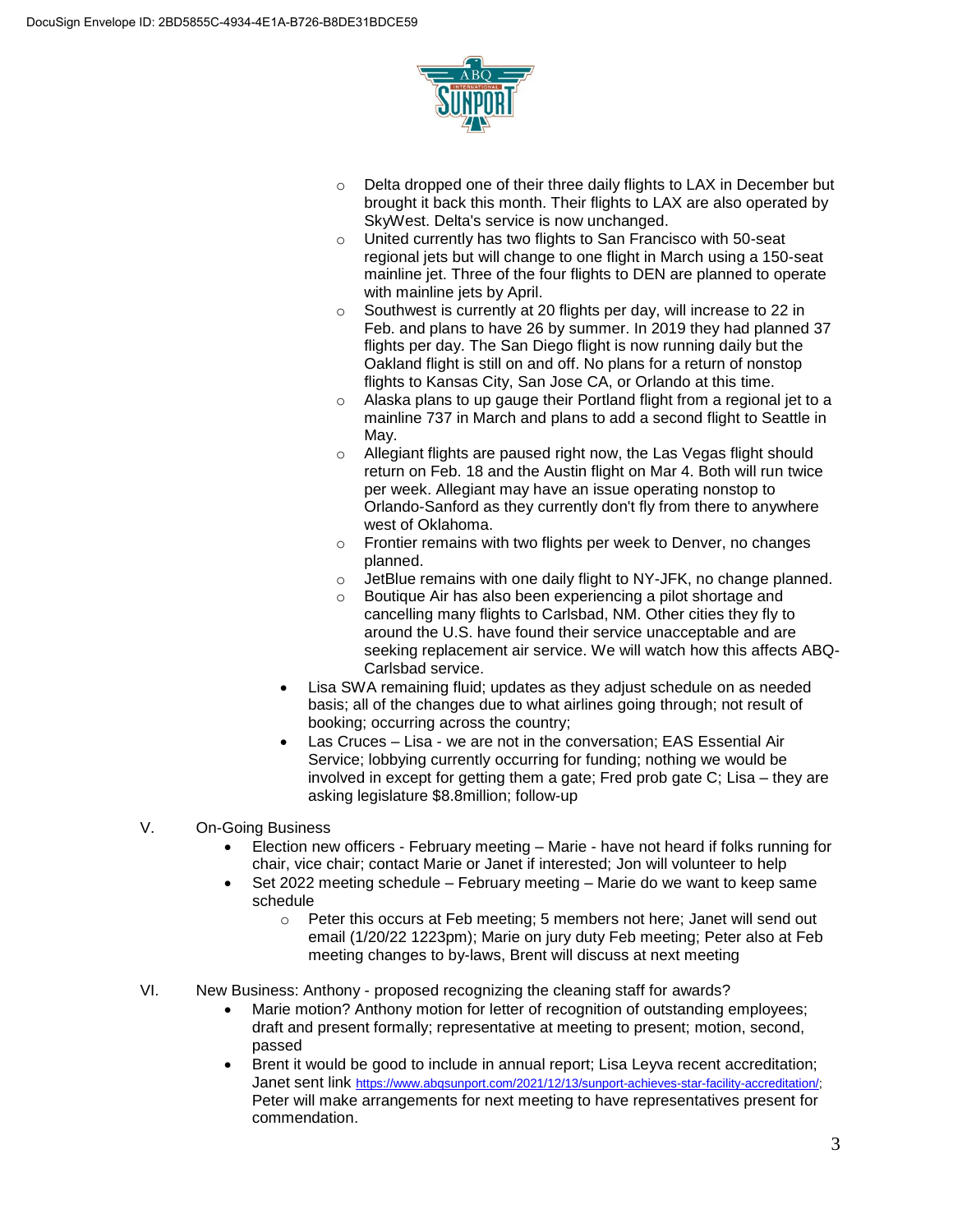- Delta dropped one of their three daily flights to LAX in December but brought it back this month. Their flights to LAX are also operated by SkyWest. Delta's service is now unchanged.
- United currently has two flights to San Francisco with 50-seat regional jets but will change to one flight in March using a 150-seat mainline jet. Three of the four flights to DEN are planned to operate with mainline jets by April.
- Southwest is currently at 20 flights per day, will increase to 22 in Feb. and plans to have 26 by summer. In 2019 they had planned 37 flights per day. The San Diego flight is now running daily but the Oakland flight is still on and off. No plans for a return of nonstop flights to Kansas City, San Jose CA, or Orlando at this time.
- Alaska plans to up gauge their Portland flight from a regional jet to a mainline 737 in March and plans to add a second flight to Seattle in May.
- Allegiant flights are paused right now, the Las Vegas flight should return on Feb. 18 and the Austin flight on Mar 4. Both will run twice per week. Allegiant may have an issue operating nonstop to Orlando-Sanford as they currently don't fly from there to anywhere west of Oklahoma.
- Frontier remains with two flights per week to Denver, no changes planned.
- JetBlue remains with one daily flight to NY-JFK, no change planned.
- Boutique Air has also been experiencing a pilot shortage and cancelling many flights to Carlsbad, NM. Other cities they fly to around the U.S. have found their service unacceptable and are seeking replacement air service. We will watch how this affects ABQ-Carlsbad service.

- Lisa SWA remaining fluid; updates as they adjust schedule on as needed basis; all of the changes due to what airlines going through; not result of booking; occurring across the country;
- Las Cruces – Lisa - we are not in the conversation; EAS Essential Air Service; lobbying currently occurring for funding; nothing we would be involved in except for getting them a gate; Fred prob gate C; Lisa – they are asking legislature $8.8million; follow-up

V. On-Going Business

- Election new officers - February meeting – Marie - have not heard if folks running for chair, vice chair; contact Marie or Janet if interested; Jon will volunteer to help
- Set 2022 meeting schedule – February meeting – Marie do we want to keep same schedule
  - Peter this occurs at Feb meeting; 5 members not here; Janet will send out email (1/20/22 1223pm); Marie on jury duty Feb meeting; Peter also at Feb meeting changes to by-laws, Brent will discuss at next meeting

VI. New Business: Anthony - proposed recognizing the cleaning staff for awards?

- Marie motion? Anthony motion for letter of recognition of outstanding employees; draft and present formally; representative at meeting to present; motion, second, passed
- Brent it would be good to include in annual report; Lisa Leyva recent accreditation; Janet sent link https://www.abqsunport.com/2021/12/13/sunport-achieves-star-facility-accreditation/; Peter will make arrangements for next meeting to have representatives present for commendation.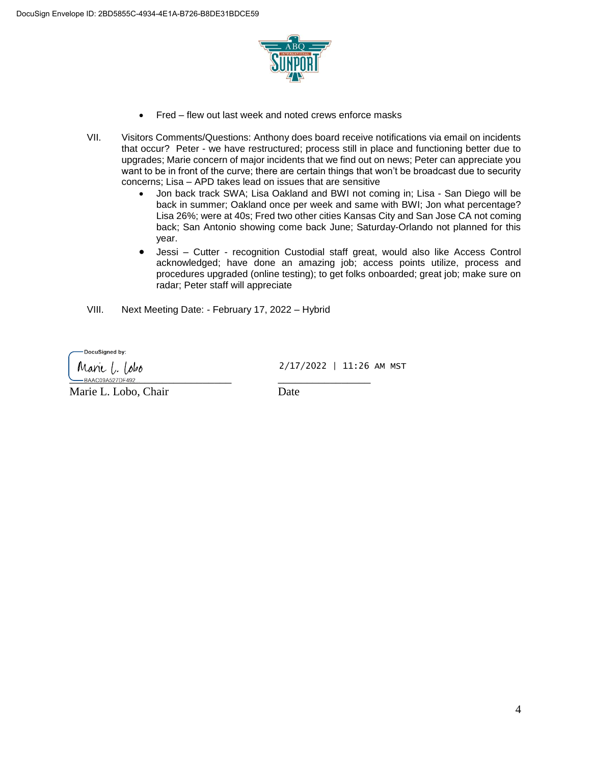- Fred – flew out last week and noted crews enforce masks

VII. Visitors Comments/Questions: Anthony does board receive notifications via email on incidents that occur? Peter - we have restructured; process still in place and functioning better due to upgrades; Marie concern of major incidents that we find out on news; Peter can appreciate you want to be in front of the curve; there are certain things that won't be broadcast due to security concerns; Lisa – APD takes lead on issues that are sensitive

- Jon back track SWA; Lisa Oakland and BWI not coming in; Lisa - San Diego will be back in summer; Oakland once per week and same with BWI; Jon what percentage? Lisa 26%; were at 40s; Fred two other cities Kansas City and San Jose CA not coming back; San Antonio showing come back June; Saturday-Orlando not planned for this year.
- Jessi – Cutter - recognition Custodial staff great, would also like Access Control acknowledged; have done an amazing job; access points utilize, process and procedures upgraded (online testing); to get folks onboarded; great job; make sure on radar; Peter staff will appreciate

VIII. Next Meeting Date: - February 17, 2022 – Hybrid

DocuSigned by:
Marie L. Lobo
BAAC09A527DF492...

Marie L. Lobo, Chair

2/17/2022 | 11:26 AM MST

Date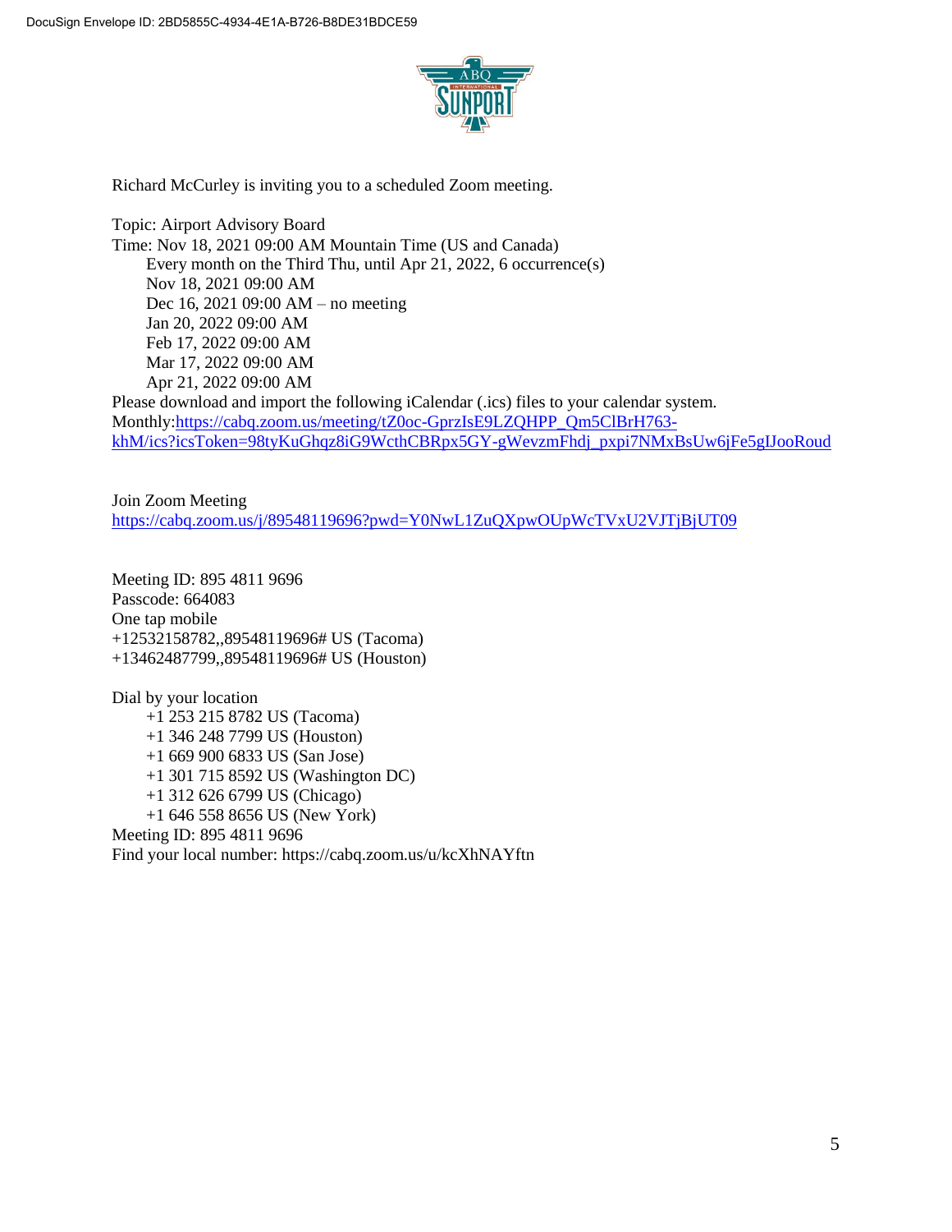Richard McCurley is inviting you to a scheduled Zoom meeting.

Topic: Airport Advisory Board
Time: Nov 18, 2021 09:00 AM Mountain Time (US and Canada)
Every month on the Third Thu, until Apr 21, 2022, 6 occurrence(s)
Nov 18, 2021 09:00 AM
Dec 16, 2021 09:00 AM – no meeting
Jan 20, 2022 09:00 AM
Feb 17, 2022 09:00 AM
Mar 17, 2022 09:00 AM
Apr 21, 2022 09:00 AM
Please download and import the following iCalendar (.ics) files to your calendar system.
Monthly:https://cabq.zoom.us/meeting/tZ0oc-GprzIsE9LZQHPP_Qm5ClBrH763-khM/ics?icsToken=98tyKuGhqz8iG9WcthCBRpx5GY-gWevzmFhdj_pxpi7NMxBsUw6jFe5gIJooRoud

Join Zoom Meeting
https://cabq.zoom.us/j/89548119696?pwd=Y0NwL1ZuQXpwOUpWcTVxU2VJTjBjUT09

Meeting ID: 895 4811 9696
Passcode: 664083
One tap mobile
+12532158782,,89548119696# US (Tacoma)
+13462487799,,89548119696# US (Houston)

Dial by your location
+1 253 215 8782 US (Tacoma)
+1 346 248 7799 US (Houston)
+1 669 900 6833 US (San Jose)
+1 301 715 8592 US (Washington DC)
+1 312 626 6799 US (Chicago)
+1 646 558 8656 US (New York)
Meeting ID: 895 4811 9696
Find your local number: https://cabq.zoom.us/u/kcXhNAYftn